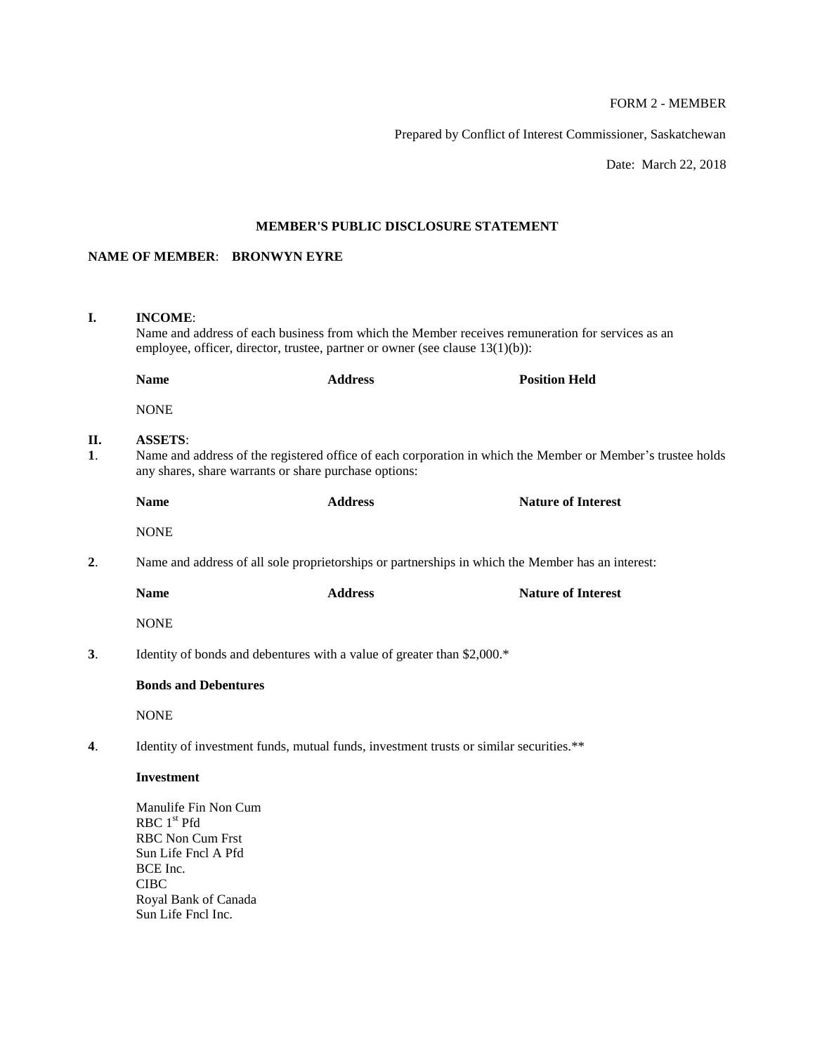FORM 2 - MEMBER

Prepared by Conflict of Interest Commissioner, Saskatchewan

Date: March 22, 2018

## MEMBER'S PUBLIC DISCLOSURE STATEMENT

**NAME OF MEMBER**: **BRONWYN EYRE**

**I. INCOME**:

Name and address of each business from which the Member receives remuneration for services as an employee, officer, director, trustee, partner or owner (see clause 13(1)(b)):

| Name | Address | Position Held |
|---|---|---|
| NONE | | |

**II. ASSETS**:

**1**. Name and address of the registered office of each corporation in which the Member or Member's trustee holds any shares, share warrants or share purchase options:

| Name | Address | Nature of Interest |
|---|---|---|
| NONE | | |

**2**. Name and address of all sole proprietorships or partnerships in which the Member has an interest:

| Name | Address | Nature of Interest |
|---|---|---|
| NONE | | |

**3**. Identity of bonds and debentures with a value of greater than $2,000.*

**Bonds and Debentures**

NONE

**4**. Identity of investment funds, mutual funds, investment trusts or similar securities.**

**Investment**

Manulife Fin Non Cum
RBC 1st Pfd
RBC Non Cum Frst
Sun Life Fncl A Pfd
BCE Inc.
CIBC
Royal Bank of Canada
Sun Life Fncl Inc.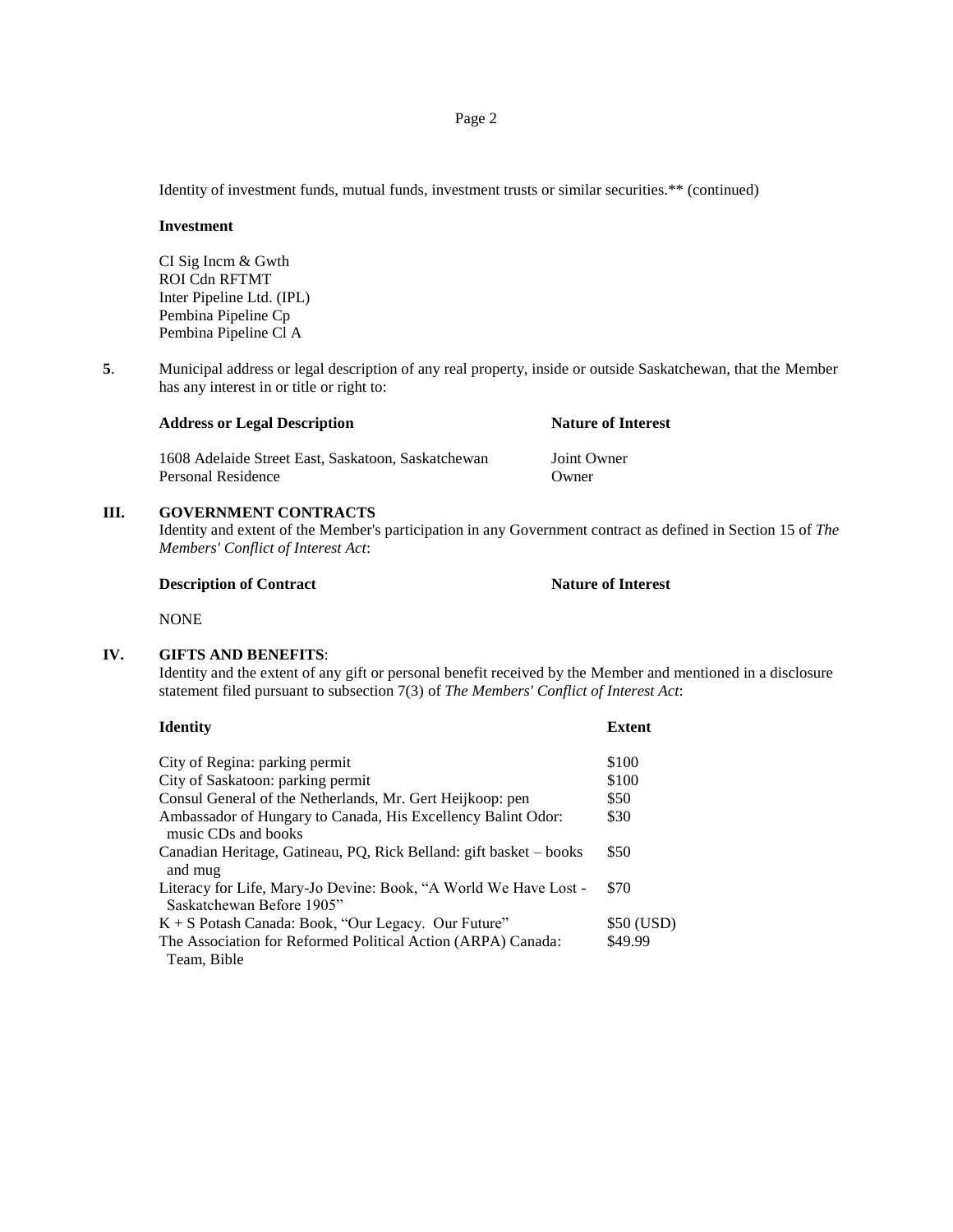Identity of investment funds, mutual funds, investment trusts or similar securities.** (continued)

**Investment**

CI Sig Incm & Gwth
ROI Cdn RFTMT
Inter Pipeline Ltd. (IPL)
Pembina Pipeline Cp
Pembina Pipeline Cl A

**5**. Municipal address or legal description of any real property, inside or outside Saskatchewan, that the Member has any interest in or title or right to:

| **Address or Legal Description** | **Nature of Interest** |
|---|---|
| 1608 Adelaide Street East, Saskatoon, Saskatchewan | Joint Owner |
| Personal Residence | Owner |

## III. GOVERNMENT CONTRACTS

Identity and extent of the Member's participation in any Government contract as defined in Section 15 of *The Members' Conflict of Interest Act*:

| **Description of Contract** | **Nature of Interest** |
|---|---|
| NONE | |

## IV. GIFTS AND BENEFITS:

Identity and the extent of any gift or personal benefit received by the Member and mentioned in a disclosure statement filed pursuant to subsection 7(3) of *The Members' Conflict of Interest Act*:

| **Identity** | **Extent** |
|---|---|
| City of Regina: parking permit | $100 |
| City of Saskatoon: parking permit | $100 |
| Consul General of the Netherlands, Mr. Gert Heijkoop: pen | $50 |
| Ambassador of Hungary to Canada, His Excellency Balint Odor: music CDs and books | $30 |
| Canadian Heritage, Gatineau, PQ, Rick Belland: gift basket – books and mug | $50 |
| Literacy for Life, Mary-Jo Devine: Book, "A World We Have Lost - Saskatchewan Before 1905" | $70 |
| K + S Potash Canada: Book, "Our Legacy. Our Future" | $50 (USD) |
| The Association for Reformed Political Action (ARPA) Canada: Team, Bible | $49.99 |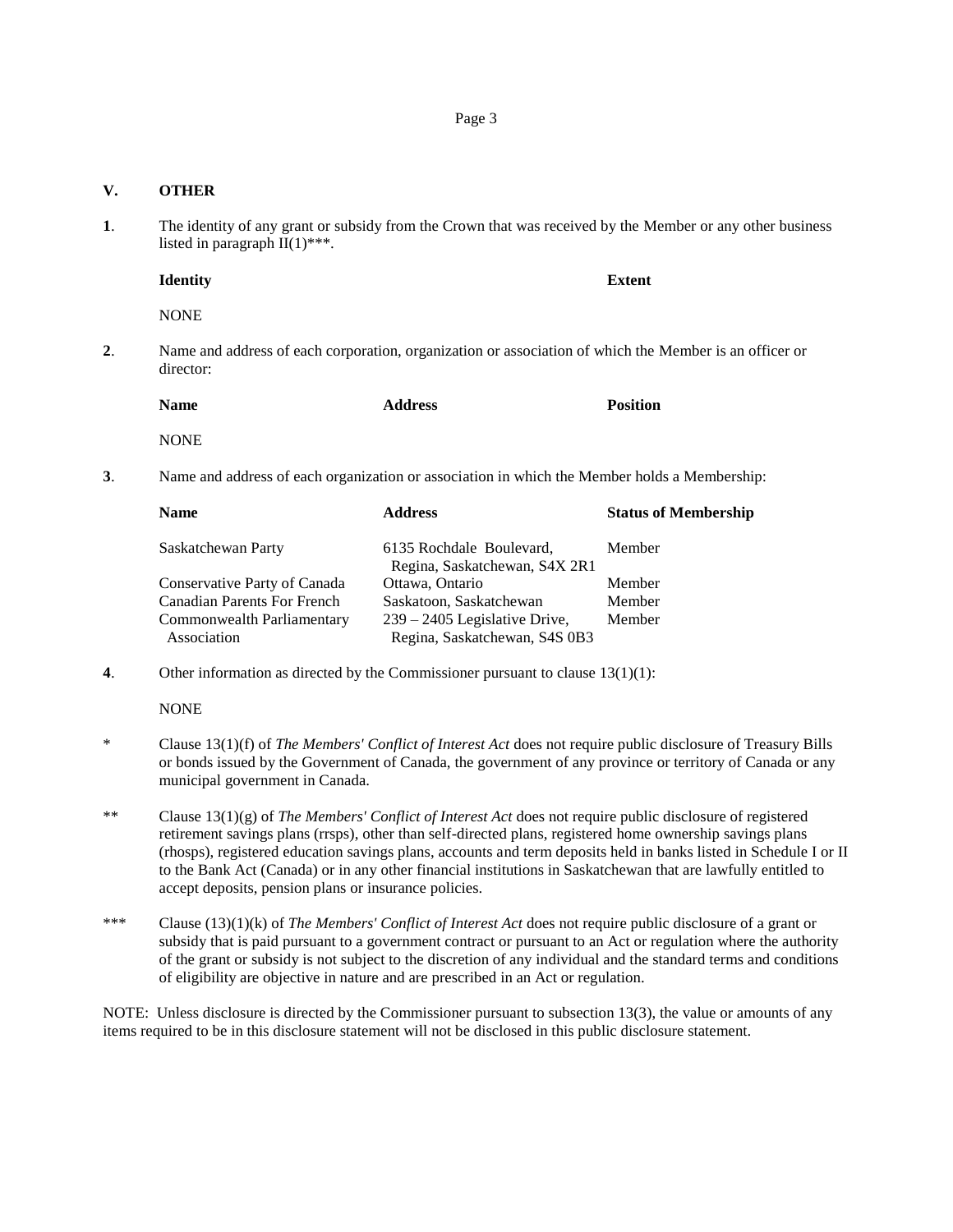## V. OTHER

**1**. The identity of any grant or subsidy from the Crown that was received by the Member or any other business listed in paragraph II(1)***.

| **Identity** | **Extent** |
|---|---|
| NONE | |

**2**. Name and address of each corporation, organization or association of which the Member is an officer or director:

| **Name** | **Address** | **Position** |
|---|---|---|
| NONE | | |

**3**. Name and address of each organization or association in which the Member holds a Membership:

| **Name** | **Address** | **Status of Membership** |
|---|---|---|
| Saskatchewan Party | 6135 Rochdale Boulevard, Regina, Saskatchewan, S4X 2R1 | Member |
| Conservative Party of Canada | Ottawa, Ontario | Member |
| Canadian Parents For French | Saskatoon, Saskatchewan | Member |
| Commonwealth Parliamentary Association | 239 – 2405 Legislative Drive, Regina, Saskatchewan, S4S 0B3 | Member |

**4**. Other information as directed by the Commissioner pursuant to clause 13(1)(1):

NONE

\* Clause 13(1)(f) of *The Members' Conflict of Interest Act* does not require public disclosure of Treasury Bills or bonds issued by the Government of Canada, the government of any province or territory of Canada or any municipal government in Canada.

** Clause 13(1)(g) of *The Members' Conflict of Interest Act* does not require public disclosure of registered retirement savings plans (rrsps), other than self-directed plans, registered home ownership savings plans (rhosps), registered education savings plans, accounts and term deposits held in banks listed in Schedule I or II to the Bank Act (Canada) or in any other financial institutions in Saskatchewan that are lawfully entitled to accept deposits, pension plans or insurance policies.

*** Clause (13)(1)(k) of *The Members' Conflict of Interest Act* does not require public disclosure of a grant or subsidy that is paid pursuant to a government contract or pursuant to an Act or regulation where the authority of the grant or subsidy is not subject to the discretion of any individual and the standard terms and conditions of eligibility are objective in nature and are prescribed in an Act or regulation.

NOTE: Unless disclosure is directed by the Commissioner pursuant to subsection 13(3), the value or amounts of any items required to be in this disclosure statement will not be disclosed in this public disclosure statement.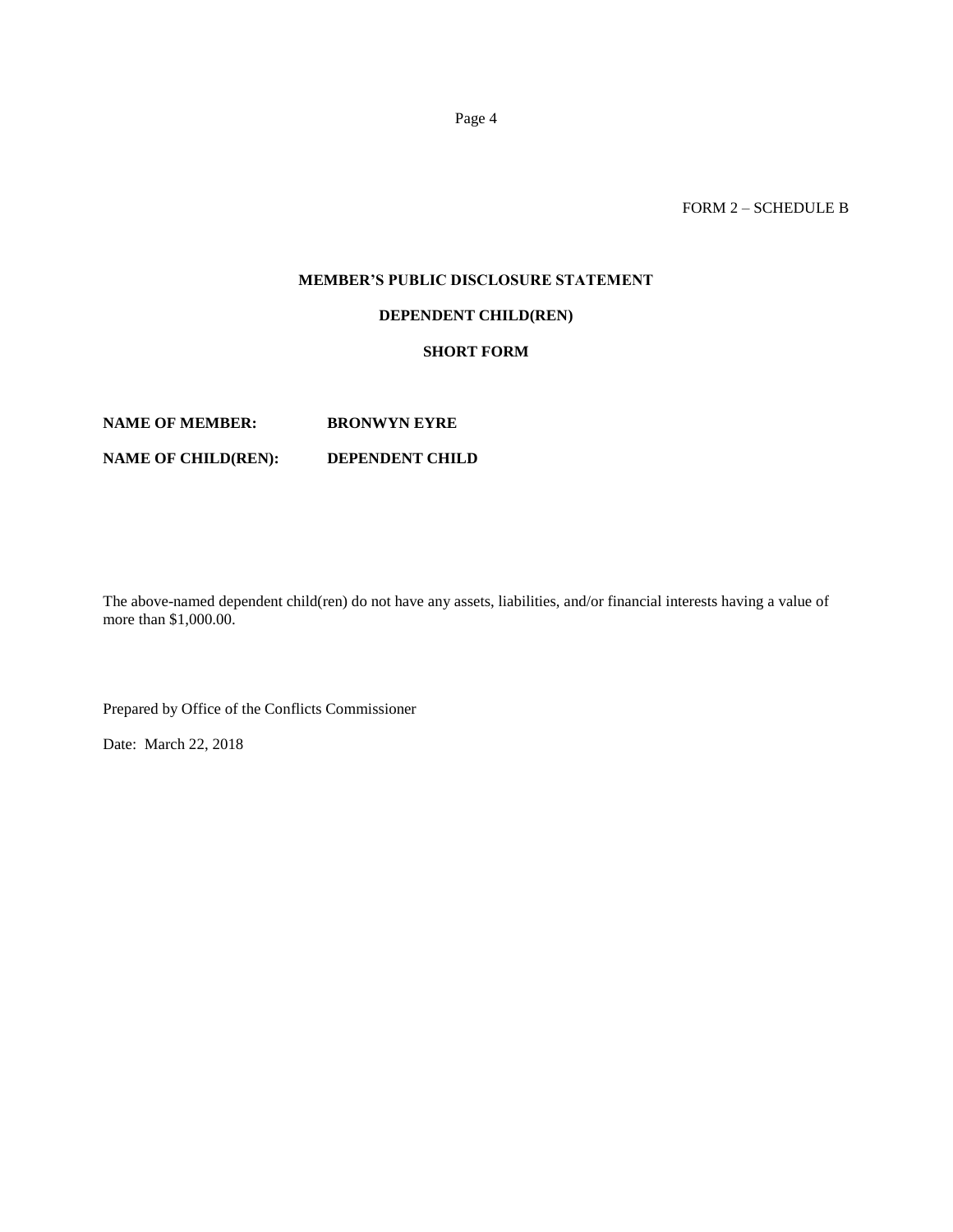FORM 2 – SCHEDULE B

## MEMBER'S PUBLIC DISCLOSURE STATEMENT

## DEPENDENT CHILD(REN)

## SHORT FORM

**NAME OF MEMBER:** **BRONWYN EYRE**

**NAME OF CHILD(REN):** **DEPENDENT CHILD**

The above-named dependent child(ren) do not have any assets, liabilities, and/or financial interests having a value of more than $1,000.00.

Prepared by Office of the Conflicts Commissioner

Date: March 22, 2018